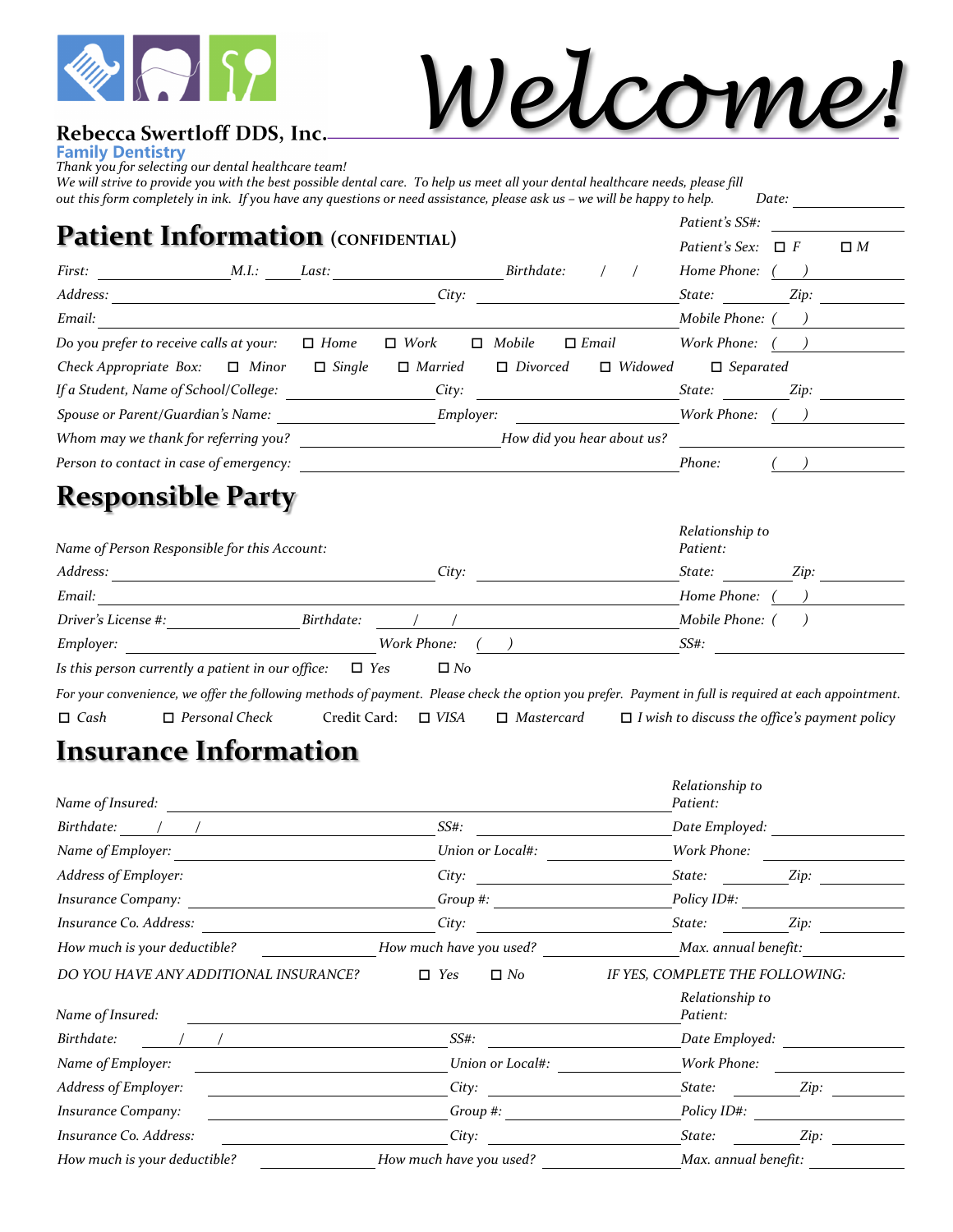# Welcome!

**Rebecca Swertloff DDS, Inc.**
**Family Dentistry**

*Thank you for selecting our dental healthcare team!*
*We will strive to provide you with the best possible dental care. To help us meet all your dental healthcare needs, please fill out this form completely in ink. If you have any questions or need assistance, please ask us – we will be happy to help.*

*Date:* ____________

## Patient Information (CONFIDENTIAL)

*Patient's SS#:* ____________

*Patient's Sex:* ☐ *F* ☐ *M*

*First:* ____________ *M.I.:* ____ *Last:* ____________ *Birthdate:* / / *Home Phone:* ( )

*Address:* ____________ *City:* ____________ *State:* ______ *Zip:* ______

*Email:* ____________ *Mobile Phone:* ( )

*Do you prefer to receive calls at your:* ☐ *Home* ☐ *Work* ☐ *Mobile* ☐ *Email* *Work Phone:* ( )

*Check Appropriate Box:* ☐ *Minor* ☐ *Single* ☐ *Married* ☐ *Divorced* ☐ *Widowed* ☐ *Separated*

*If a Student, Name of School/College:* ____________ *City:* ____________ *State:* ______ *Zip:* ______

*Spouse or Parent/Guardian's Name:* ____________ *Employer:* ____________ *Work Phone:* ( )

*Whom may we thank for referring you?* ____________ *How did you hear about us?* ____________

*Person to contact in case of emergency:* ____________ *Phone:* ( )

## Responsible Party

*Name of Person Responsible for this Account:* ____________ *Relationship to Patient:* ____________

*Address:* ____________ *City:* ____________ *State:* ______ *Zip:* ______

*Email:* ____________ *Home Phone:* ( )

*Driver's License #:* ____________ *Birthdate:* / / *Mobile Phone:* ( )

*Employer:* ____________ *Work Phone:* ( ) *SS#:* ____________

*Is this person currently a patient in our office:* ☐ *Yes* ☐ *No*

*For your convenience, we offer the following methods of payment. Please check the option you prefer. Payment in full is required at each appointment.*

☐ *Cash* ☐ *Personal Check* Credit Card: ☐ *VISA* ☐ *Mastercard* ☐ *I wish to discuss the office's payment policy*

## Insurance Information

*Name of Insured:* ____________ *Relationship to Patient:* ____________

*Birthdate:* / / *SS#:* ____________ *Date Employed:* ____________

*Name of Employer:* ____________ *Union or Local#:* ____________ *Work Phone:* ____________

*Address of Employer:* ____________ *City:* ____________ *State:* ______ *Zip:* ______

*Insurance Company:* ____________ *Group #:* ____________ *Policy ID#:* ____________

*Insurance Co. Address:* ____________ *City:* ____________ *State:* ______ *Zip:* ______

*How much is your deductible?* ____________ *How much have you used?* ____________ *Max. annual benefit:* ____________

*DO YOU HAVE ANY ADDITIONAL INSURANCE?* ☐ *Yes* ☐ *No* *IF YES, COMPLETE THE FOLLOWING:*

*Name of Insured:* ____________ *Relationship to Patient:* ____________

*Birthdate:* / / *SS#:* ____________ *Date Employed:* ____________

*Name of Employer:* ____________ *Union or Local#:* ____________ *Work Phone:* ____________

*Address of Employer:* ____________ *City:* ____________ *State:* ______ *Zip:* ______

*Insurance Company:* ____________ *Group #:* ____________ *Policy ID#:* ____________

*Insurance Co. Address:* ____________ *City:* ____________ *State:* ______ *Zip:* ______

*How much is your deductible?* ____________ *How much have you used?* ____________ *Max. annual benefit:* ____________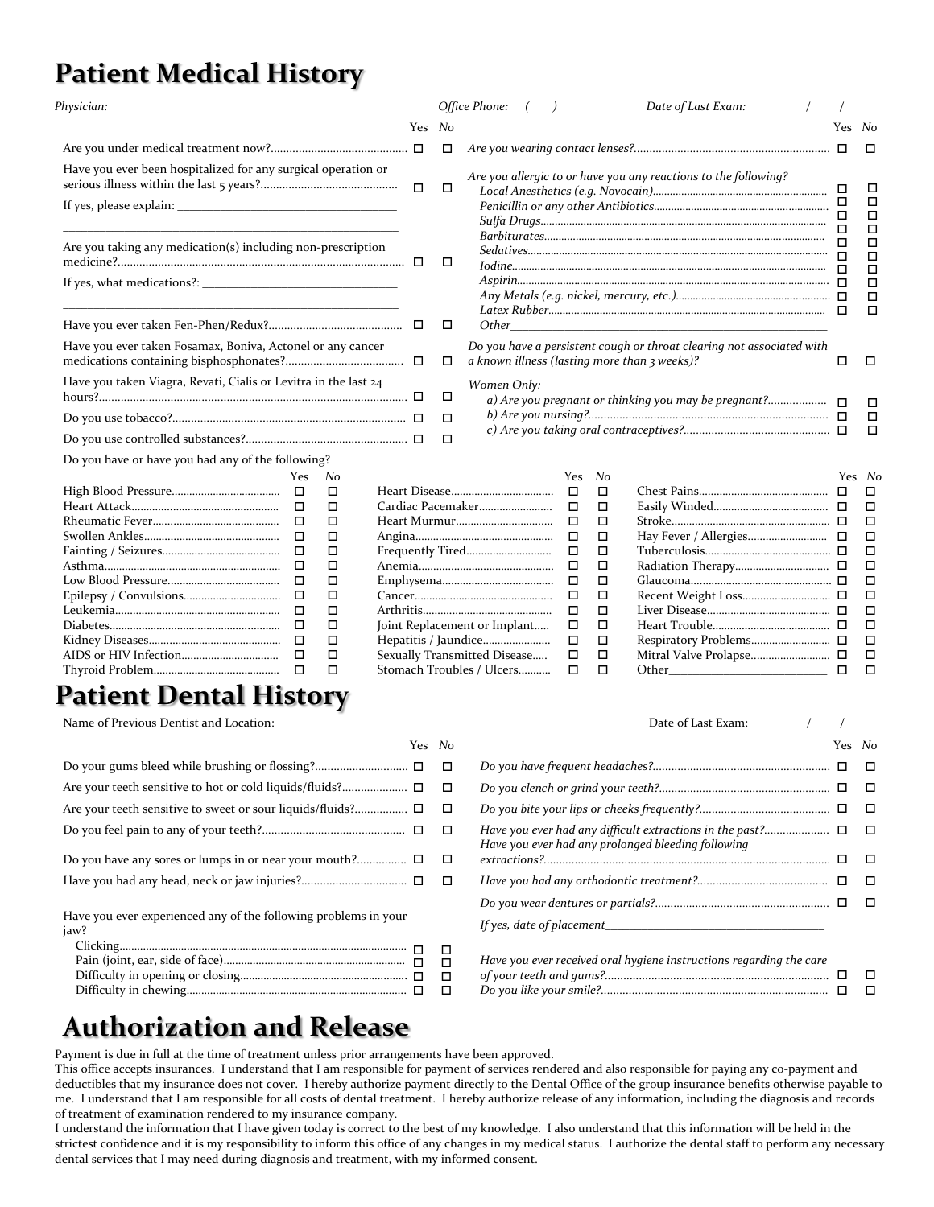# Patient Medical History

*Physician:* *Office Phone: ( )* *Date of Last Exam: / /*

| | Yes | No |
|---|---|---|
| Are you under medical treatment now? | ☐ | ☐ |
| Have you ever been hospitalized for any surgical operation or serious illness within the last 5 years? | ☐ | ☐ |
| If yes, please explain: ______________________________ | | |
| Are you taking any medication(s) including non-prescription medicine? | ☐ | ☐ |
| If yes, what medications?: ______________________________ | | |
| Have you ever taken Fen-Phen/Redux? | ☐ | ☐ |
| Have you ever taken Fosamax, Boniva, Actonel or any cancer medications containing bisphosphonates? | ☐ | ☐ |
| Have you taken Viagra, Revati, Cialis or Levitra in the last 24 hours? | ☐ | ☐ |
| Do you use tobacco? | ☐ | ☐ |
| Do you use controlled substances? | ☐ | ☐ |

| | Yes | No |
|---|---|---|
| *Are you wearing contact lenses?* | ☐ | ☐ |
| *Are you allergic to or have you any reactions to the following?* | | |
| *Local Anesthetics (e.g. Novocain)* | ☐ | ☐ |
| *Penicillin or any other Antibiotics* | ☐ | ☐ |
| *Sulfa Drugs* | ☐ | ☐ |
| *Barbiturates* | ☐ | ☐ |
| *Sedatives* | ☐ | ☐ |
| *Iodine* | ☐ | ☐ |
| *Aspirin* | ☐ | ☐ |
| *Any Metals (e.g. nickel, mercury, etc.)* | ☐ | ☐ |
| *Latex Rubber* | ☐ | ☐ |
| *Other______________________________* | | |
| *Do you have a persistent cough or throat clearing not associated with a known illness (lasting more than 3 weeks)?* | ☐ | ☐ |
| *Women Only:* | | |
| *a) Are you pregnant or thinking you may be pregnant?* | ☐ | ☐ |
| *b) Are you nursing?* | ☐ | ☐ |
| *c) Are you taking oral contraceptives?* | ☐ | ☐ |

Do you have or have you had any of the following?

| | Yes | No | | Yes | No | | Yes | No |
|---|---|---|---|---|---|---|---|---|
| High Blood Pressure | ☐ | ☐ | Heart Disease | ☐ | ☐ | Chest Pains | ☐ | ☐ |
| Heart Attack | ☐ | ☐ | Cardiac Pacemaker | ☐ | ☐ | Easily Winded | ☐ | ☐ |
| Rheumatic Fever | ☐ | ☐ | Heart Murmur | ☐ | ☐ | Stroke | ☐ | ☐ |
| Swollen Ankles | ☐ | ☐ | Angina | ☐ | ☐ | Hay Fever / Allergies | ☐ | ☐ |
| Fainting / Seizures | ☐ | ☐ | Frequently Tired | ☐ | ☐ | Tuberculosis | ☐ | ☐ |
| Asthma | ☐ | ☐ | Anemia | ☐ | ☐ | Radiation Therapy | ☐ | ☐ |
| Low Blood Pressure | ☐ | ☐ | Emphysema | ☐ | ☐ | Glaucoma | ☐ | ☐ |
| Epilepsy / Convulsions | ☐ | ☐ | Cancer | ☐ | ☐ | Recent Weight Loss | ☐ | ☐ |
| Leukemia | ☐ | ☐ | Arthritis | ☐ | ☐ | Liver Disease | ☐ | ☐ |
| Diabetes | ☐ | ☐ | Joint Replacement or Implant | ☐ | ☐ | Heart Trouble | ☐ | ☐ |
| Kidney Diseases | ☐ | ☐ | Hepatitis / Jaundice | ☐ | ☐ | Respiratory Problems | ☐ | ☐ |
| AIDS or HIV Infection | ☐ | ☐ | Sexually Transmitted Disease | ☐ | ☐ | Mitral Valve Prolapse | ☐ | ☐ |
| Thyroid Problem | ☐ | ☐ | Stomach Troubles / Ulcers | ☐ | ☐ | Other__________________ | ☐ | ☐ |

# Patient Dental History

Name of Previous Dentist and Location: Date of Last Exam: / /

| | Yes | No |
|---|---|---|
| Do your gums bleed while brushing or flossing? | ☐ | ☐ |
| Are your teeth sensitive to hot or cold liquids/fluids? | ☐ | ☐ |
| Are your teeth sensitive to sweet or sour liquids/fluids? | ☐ | ☐ |
| Do you feel pain to any of your teeth? | ☐ | ☐ |
| Do you have any sores or lumps in or near your mouth? | ☐ | ☐ |
| Have you had any head, neck or jaw injuries? | ☐ | ☐ |
| Have you ever experienced any of the following problems in your jaw? | | |
| Clicking | ☐ | ☐ |
| Pain (joint, ear, side of face) | ☐ | ☐ |
| Difficulty in opening or closing | ☐ | ☐ |
| Difficulty in chewing | ☐ | ☐ |

| | Yes | No |
|---|---|---|
| *Do you have frequent headaches?* | ☐ | ☐ |
| *Do you clench or grind your teeth?* | ☐ | ☐ |
| *Do you bite your lips or cheeks frequently?* | ☐ | ☐ |
| *Have you ever had any difficult extractions in the past?* | ☐ | ☐ |
| *Have you ever had any prolonged bleeding following extractions?* | ☐ | ☐ |
| *Have you had any orthodontic treatment?* | ☐ | ☐ |
| *Do you wear dentures or partials?* | ☐ | ☐ |
| *If yes, date of placement______________________________* | | |
| *Have you ever received oral hygiene instructions regarding the care of your teeth and gums?* | ☐ | ☐ |
| *Do you like your smile?* | ☐ | ☐ |

# Authorization and Release

Payment is due in full at the time of treatment unless prior arrangements have been approved.
This office accepts insurances. I understand that I am responsible for payment of services rendered and also responsible for paying any co-payment and deductibles that my insurance does not cover. I hereby authorize payment directly to the Dental Office of the group insurance benefits otherwise payable to me. I understand that I am responsible for all costs of dental treatment. I hereby authorize release of any information, including the diagnosis and records of treatment of examination rendered to my insurance company.
I understand the information that I have given today is correct to the best of my knowledge. I also understand that this information will be held in the strictest confidence and it is my responsibility to inform this office of any changes in my medical status. I authorize the dental staff to perform any necessary dental services that I may need during diagnosis and treatment, with my informed consent.